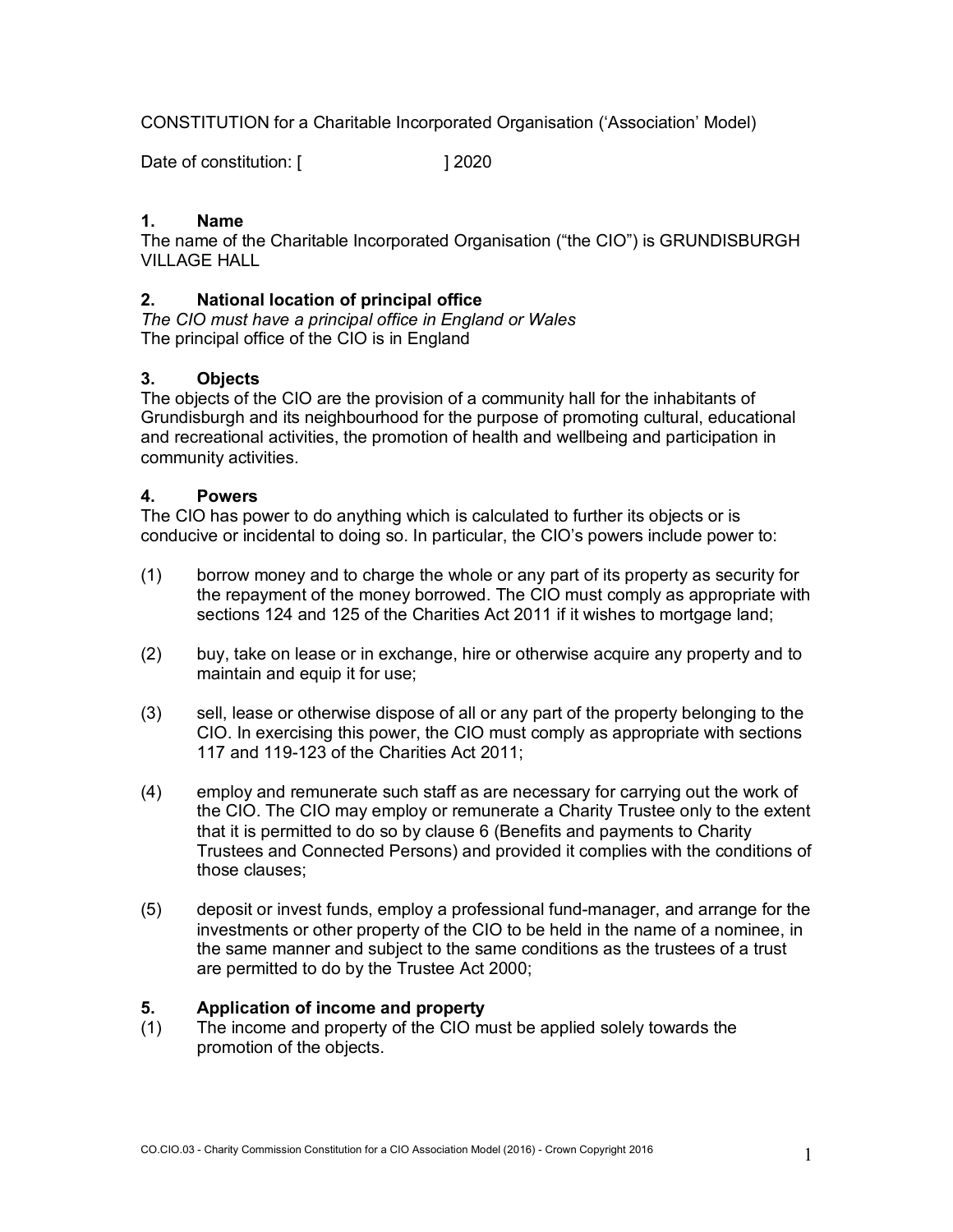CONSTITUTION for a Charitable Incorporated Organisation ('Association' Model)

Date of constitution: [                    ] 2020

### 1. Name

The name of the Charitable Incorporated Organisation ("the CIO") is GRUNDISBURGH VILLAGE HALL

### 2. National location of principal office

*The CIO must have a principal office in England or Wales*
The principal office of the CIO is in England

### 3. Objects

The objects of the CIO are the provision of a community hall for the inhabitants of Grundisburgh and its neighbourhood for the purpose of promoting cultural, educational and recreational activities, the promotion of health and wellbeing and participation in community activities.

### 4. Powers

The CIO has power to do anything which is calculated to further its objects or is conducive or incidental to doing so. In particular, the CIO's powers include power to:

(1) borrow money and to charge the whole or any part of its property as security for the repayment of the money borrowed. The CIO must comply as appropriate with sections 124 and 125 of the Charities Act 2011 if it wishes to mortgage land;

(2) buy, take on lease or in exchange, hire or otherwise acquire any property and to maintain and equip it for use;

(3) sell, lease or otherwise dispose of all or any part of the property belonging to the CIO. In exercising this power, the CIO must comply as appropriate with sections 117 and 119-123 of the Charities Act 2011;

(4) employ and remunerate such staff as are necessary for carrying out the work of the CIO. The CIO may employ or remunerate a Charity Trustee only to the extent that it is permitted to do so by clause 6 (Benefits and payments to Charity Trustees and Connected Persons) and provided it complies with the conditions of those clauses;

(5) deposit or invest funds, employ a professional fund-manager, and arrange for the investments or other property of the CIO to be held in the name of a nominee, in the same manner and subject to the same conditions as the trustees of a trust are permitted to do by the Trustee Act 2000;

### 5. Application of income and property

(1) The income and property of the CIO must be applied solely towards the promotion of the objects.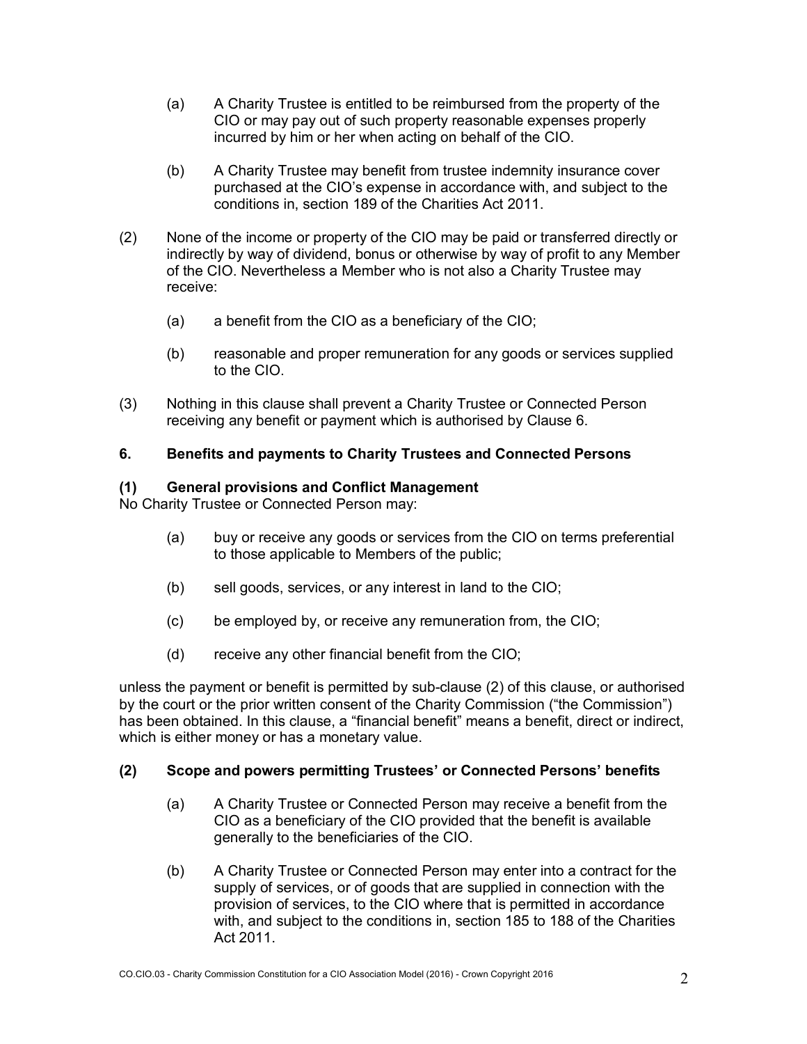(a) A Charity Trustee is entitled to be reimbursed from the property of the CIO or may pay out of such property reasonable expenses properly incurred by him or her when acting on behalf of the CIO.

(b) A Charity Trustee may benefit from trustee indemnity insurance cover purchased at the CIO's expense in accordance with, and subject to the conditions in, section 189 of the Charities Act 2011.

(2) None of the income or property of the CIO may be paid or transferred directly or indirectly by way of dividend, bonus or otherwise by way of profit to any Member of the CIO. Nevertheless a Member who is not also a Charity Trustee may receive:

(a) a benefit from the CIO as a beneficiary of the CIO;

(b) reasonable and proper remuneration for any goods or services supplied to the CIO.

(3) Nothing in this clause shall prevent a Charity Trustee or Connected Person receiving any benefit or payment which is authorised by Clause 6.

### 6. Benefits and payments to Charity Trustees and Connected Persons

**(1) General provisions and Conflict Management**

No Charity Trustee or Connected Person may:

(a) buy or receive any goods or services from the CIO on terms preferential to those applicable to Members of the public;

(b) sell goods, services, or any interest in land to the CIO;

(c) be employed by, or receive any remuneration from, the CIO;

(d) receive any other financial benefit from the CIO;

unless the payment or benefit is permitted by sub-clause (2) of this clause, or authorised by the court or the prior written consent of the Charity Commission ("the Commission") has been obtained. In this clause, a "financial benefit" means a benefit, direct or indirect, which is either money or has a monetary value.

**(2) Scope and powers permitting Trustees' or Connected Persons' benefits**

(a) A Charity Trustee or Connected Person may receive a benefit from the CIO as a beneficiary of the CIO provided that the benefit is available generally to the beneficiaries of the CIO.

(b) A Charity Trustee or Connected Person may enter into a contract for the supply of services, or of goods that are supplied in connection with the provision of services, to the CIO where that is permitted in accordance with, and subject to the conditions in, section 185 to 188 of the Charities Act 2011.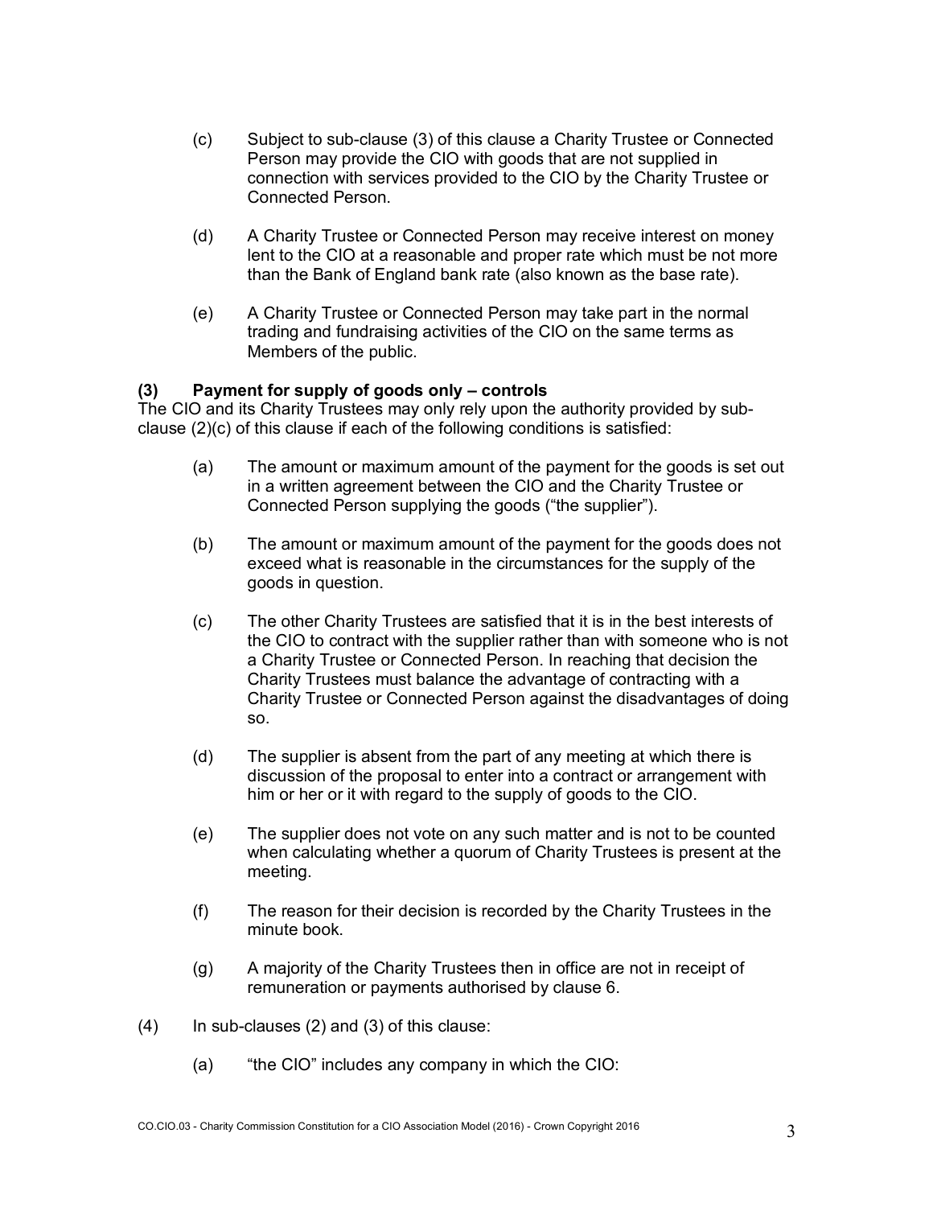(c) Subject to sub-clause (3) of this clause a Charity Trustee or Connected Person may provide the CIO with goods that are not supplied in connection with services provided to the CIO by the Charity Trustee or Connected Person.

(d) A Charity Trustee or Connected Person may receive interest on money lent to the CIO at a reasonable and proper rate which must be not more than the Bank of England bank rate (also known as the base rate).

(e) A Charity Trustee or Connected Person may take part in the normal trading and fundraising activities of the CIO on the same terms as Members of the public.

**(3) Payment for supply of goods only – controls**

The CIO and its Charity Trustees may only rely upon the authority provided by sub-clause (2)(c) of this clause if each of the following conditions is satisfied:

(a) The amount or maximum amount of the payment for the goods is set out in a written agreement between the CIO and the Charity Trustee or Connected Person supplying the goods ("the supplier").

(b) The amount or maximum amount of the payment for the goods does not exceed what is reasonable in the circumstances for the supply of the goods in question.

(c) The other Charity Trustees are satisfied that it is in the best interests of the CIO to contract with the supplier rather than with someone who is not a Charity Trustee or Connected Person. In reaching that decision the Charity Trustees must balance the advantage of contracting with a Charity Trustee or Connected Person against the disadvantages of doing so.

(d) The supplier is absent from the part of any meeting at which there is discussion of the proposal to enter into a contract or arrangement with him or her or it with regard to the supply of goods to the CIO.

(e) The supplier does not vote on any such matter and is not to be counted when calculating whether a quorum of Charity Trustees is present at the meeting.

(f) The reason for their decision is recorded by the Charity Trustees in the minute book.

(g) A majority of the Charity Trustees then in office are not in receipt of remuneration or payments authorised by clause 6.

(4) In sub-clauses (2) and (3) of this clause:

(a) "the CIO" includes any company in which the CIO: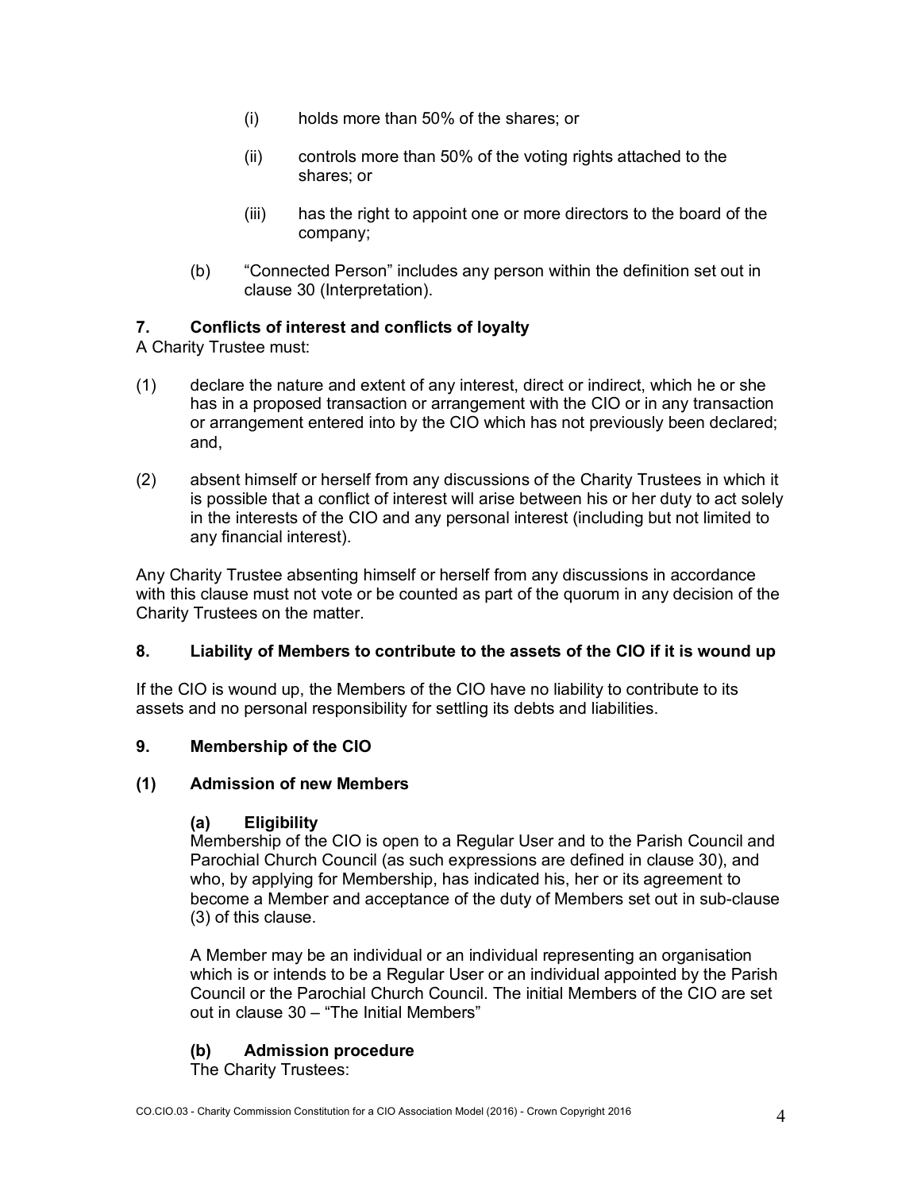(i) holds more than 50% of the shares; or

(ii) controls more than 50% of the voting rights attached to the shares; or

(iii) has the right to appoint one or more directors to the board of the company;

(b) "Connected Person" includes any person within the definition set out in clause 30 (Interpretation).

### 7. Conflicts of interest and conflicts of loyalty

A Charity Trustee must:

(1) declare the nature and extent of any interest, direct or indirect, which he or she has in a proposed transaction or arrangement with the CIO or in any transaction or arrangement entered into by the CIO which has not previously been declared; and,

(2) absent himself or herself from any discussions of the Charity Trustees in which it is possible that a conflict of interest will arise between his or her duty to act solely in the interests of the CIO and any personal interest (including but not limited to any financial interest).

Any Charity Trustee absenting himself or herself from any discussions in accordance with this clause must not vote or be counted as part of the quorum in any decision of the Charity Trustees on the matter.

### 8. Liability of Members to contribute to the assets of the CIO if it is wound up

If the CIO is wound up, the Members of the CIO have no liability to contribute to its assets and no personal responsibility for settling its debts and liabilities.

### 9. Membership of the CIO

#### (1) Admission of new Members

**(a) Eligibility**

Membership of the CIO is open to a Regular User and to the Parish Council and Parochial Church Council (as such expressions are defined in clause 30), and who, by applying for Membership, has indicated his, her or its agreement to become a Member and acceptance of the duty of Members set out in sub-clause (3) of this clause.

A Member may be an individual or an individual representing an organisation which is or intends to be a Regular User or an individual appointed by the Parish Council or the Parochial Church Council. The initial Members of the CIO are set out in clause 30 – "The Initial Members"

**(b) Admission procedure**

The Charity Trustees: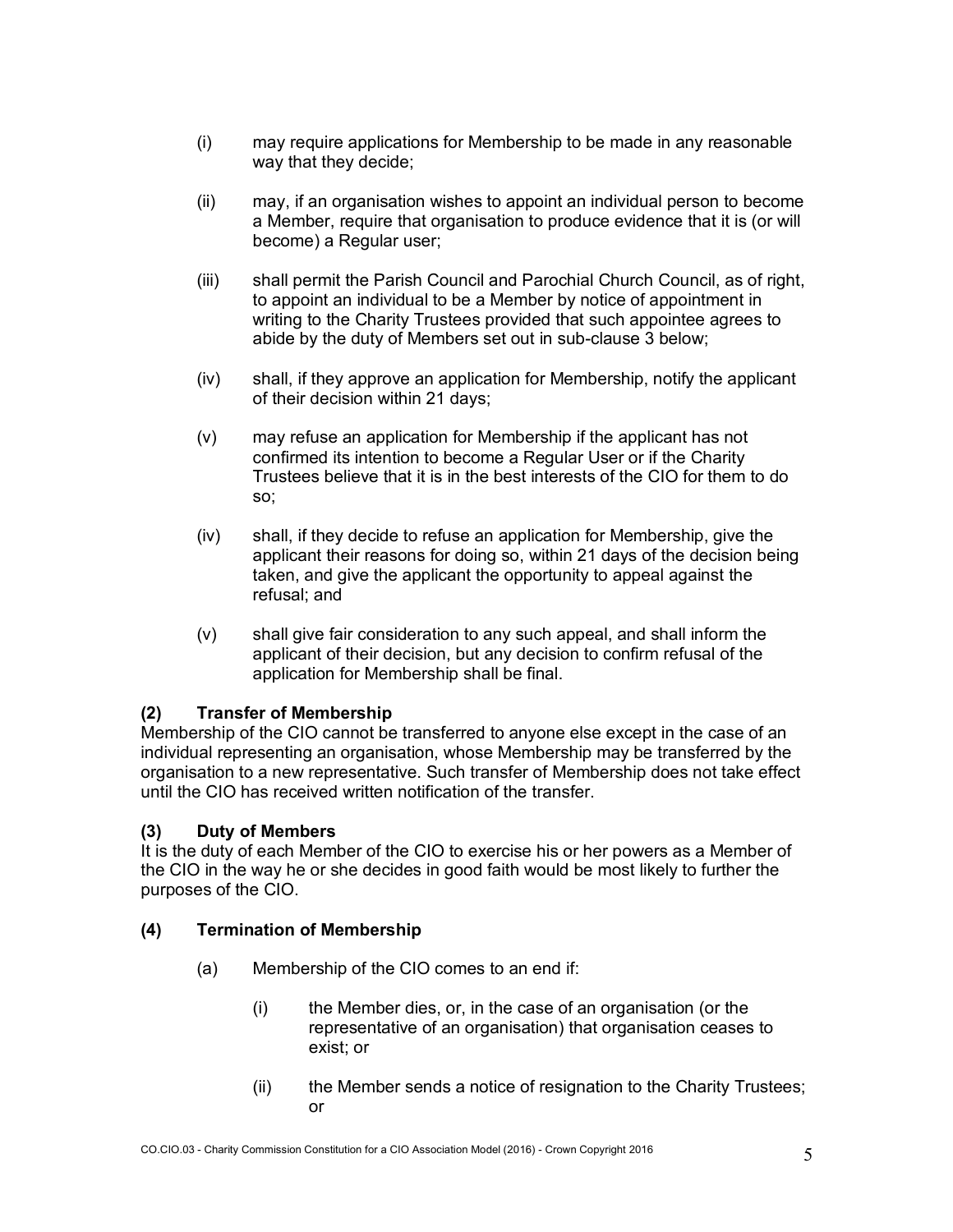(i) may require applications for Membership to be made in any reasonable way that they decide;

(ii) may, if an organisation wishes to appoint an individual person to become a Member, require that organisation to produce evidence that it is (or will become) a Regular user;

(iii) shall permit the Parish Council and Parochial Church Council, as of right, to appoint an individual to be a Member by notice of appointment in writing to the Charity Trustees provided that such appointee agrees to abide by the duty of Members set out in sub-clause 3 below;

(iv) shall, if they approve an application for Membership, notify the applicant of their decision within 21 days;

(v) may refuse an application for Membership if the applicant has not confirmed its intention to become a Regular User or if the Charity Trustees believe that it is in the best interests of the CIO for them to do so;

(iv) shall, if they decide to refuse an application for Membership, give the applicant their reasons for doing so, within 21 days of the decision being taken, and give the applicant the opportunity to appeal against the refusal; and

(v) shall give fair consideration to any such appeal, and shall inform the applicant of their decision, but any decision to confirm refusal of the application for Membership shall be final.

**(2) Transfer of Membership**

Membership of the CIO cannot be transferred to anyone else except in the case of an individual representing an organisation, whose Membership may be transferred by the organisation to a new representative. Such transfer of Membership does not take effect until the CIO has received written notification of the transfer.

**(3) Duty of Members**

It is the duty of each Member of the CIO to exercise his or her powers as a Member of the CIO in the way he or she decides in good faith would be most likely to further the purposes of the CIO.

**(4) Termination of Membership**

(a) Membership of the CIO comes to an end if:

(i) the Member dies, or, in the case of an organisation (or the representative of an organisation) that organisation ceases to exist; or

(ii) the Member sends a notice of resignation to the Charity Trustees; or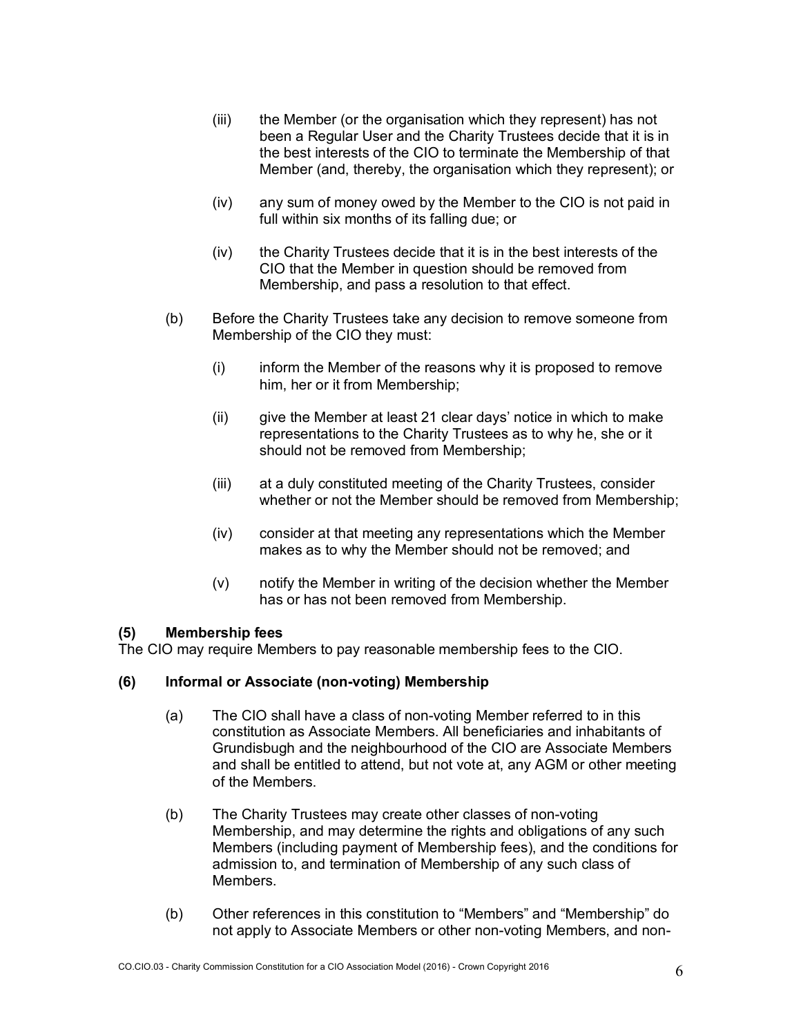(iii) the Member (or the organisation which they represent) has not been a Regular User and the Charity Trustees decide that it is in the best interests of the CIO to terminate the Membership of that Member (and, thereby, the organisation which they represent); or

(iv) any sum of money owed by the Member to the CIO is not paid in full within six months of its falling due; or

(iv) the Charity Trustees decide that it is in the best interests of the CIO that the Member in question should be removed from Membership, and pass a resolution to that effect.

(b) Before the Charity Trustees take any decision to remove someone from Membership of the CIO they must:

(i) inform the Member of the reasons why it is proposed to remove him, her or it from Membership;

(ii) give the Member at least 21 clear days' notice in which to make representations to the Charity Trustees as to why he, she or it should not be removed from Membership;

(iii) at a duly constituted meeting of the Charity Trustees, consider whether or not the Member should be removed from Membership;

(iv) consider at that meeting any representations which the Member makes as to why the Member should not be removed; and

(v) notify the Member in writing of the decision whether the Member has or has not been removed from Membership.

**(5) Membership fees**

The CIO may require Members to pay reasonable membership fees to the CIO.

**(6) Informal or Associate (non-voting) Membership**

(a) The CIO shall have a class of non-voting Member referred to in this constitution as Associate Members. All beneficiaries and inhabitants of Grundisburgh and the neighbourhood of the CIO are Associate Members and shall be entitled to attend, but not vote at, any AGM or other meeting of the Members.

(b) The Charity Trustees may create other classes of non-voting Membership, and may determine the rights and obligations of any such Members (including payment of Membership fees), and the conditions for admission to, and termination of Membership of any such class of Members.

(b) Other references in this constitution to "Members" and "Membership" do not apply to Associate Members or other non-voting Members, and non-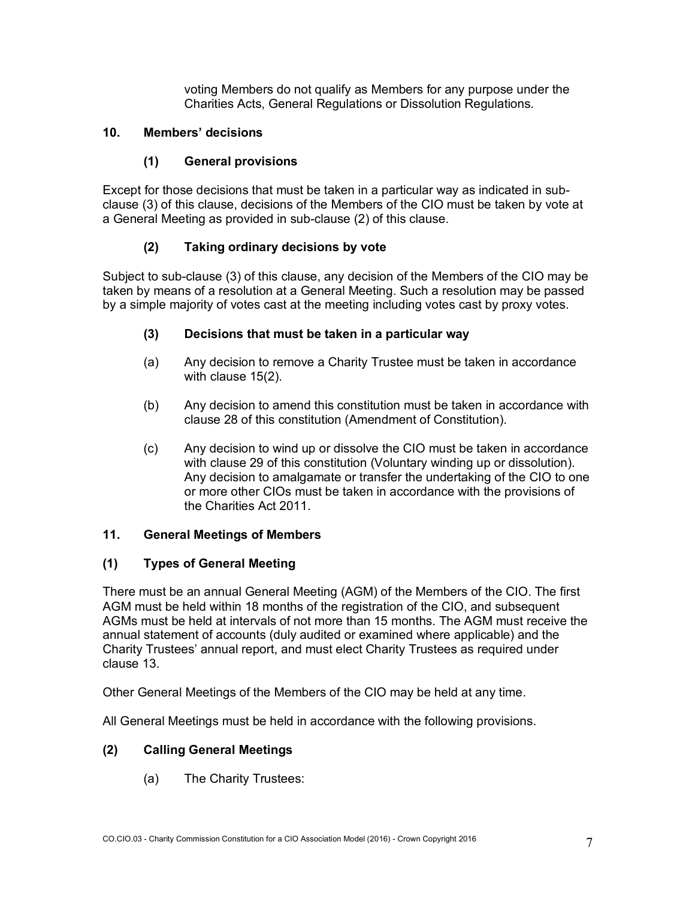voting Members do not qualify as Members for any purpose under the Charities Acts, General Regulations or Dissolution Regulations.

## 10. Members' decisions

### (1) General provisions

Except for those decisions that must be taken in a particular way as indicated in sub-clause (3) of this clause, decisions of the Members of the CIO must be taken by vote at a General Meeting as provided in sub-clause (2) of this clause.

### (2) Taking ordinary decisions by vote

Subject to sub-clause (3) of this clause, any decision of the Members of the CIO may be taken by means of a resolution at a General Meeting. Such a resolution may be passed by a simple majority of votes cast at the meeting including votes cast by proxy votes.

### (3) Decisions that must be taken in a particular way

(a) Any decision to remove a Charity Trustee must be taken in accordance with clause 15(2).

(b) Any decision to amend this constitution must be taken in accordance with clause 28 of this constitution (Amendment of Constitution).

(c) Any decision to wind up or dissolve the CIO must be taken in accordance with clause 29 of this constitution (Voluntary winding up or dissolution). Any decision to amalgamate or transfer the undertaking of the CIO to one or more other CIOs must be taken in accordance with the provisions of the Charities Act 2011.

## 11. General Meetings of Members

### (1) Types of General Meeting

There must be an annual General Meeting (AGM) of the Members of the CIO. The first AGM must be held within 18 months of the registration of the CIO, and subsequent AGMs must be held at intervals of not more than 15 months. The AGM must receive the annual statement of accounts (duly audited or examined where applicable) and the Charity Trustees' annual report, and must elect Charity Trustees as required under clause 13.

Other General Meetings of the Members of the CIO may be held at any time.

All General Meetings must be held in accordance with the following provisions.

### (2) Calling General Meetings

(a) The Charity Trustees: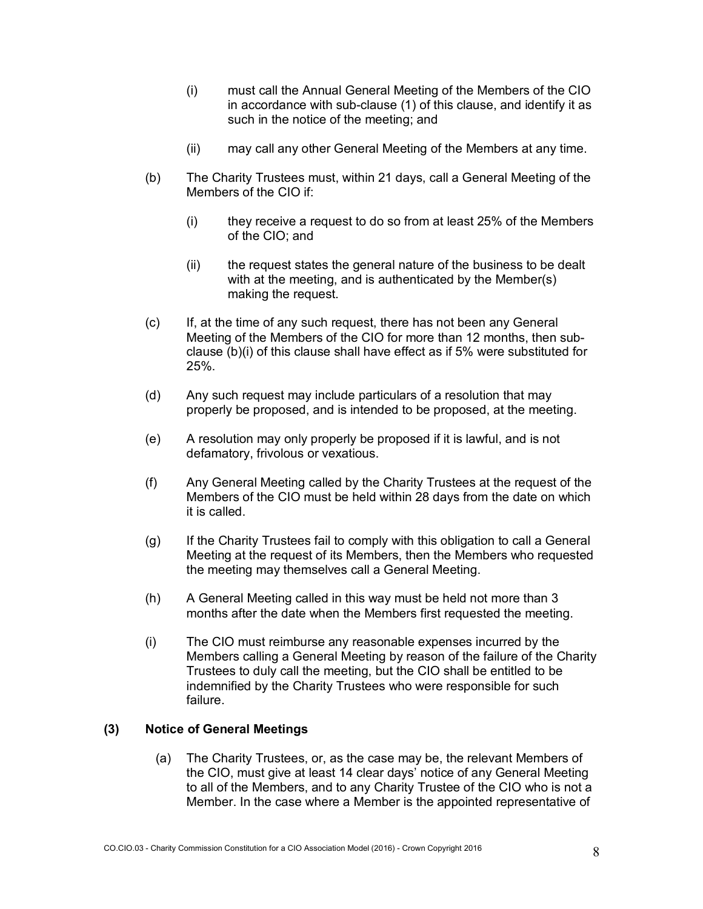(i) must call the Annual General Meeting of the Members of the CIO in accordance with sub-clause (1) of this clause, and identify it as such in the notice of the meeting; and

(ii) may call any other General Meeting of the Members at any time.

(b) The Charity Trustees must, within 21 days, call a General Meeting of the Members of the CIO if:

(i) they receive a request to do so from at least 25% of the Members of the CIO; and

(ii) the request states the general nature of the business to be dealt with at the meeting, and is authenticated by the Member(s) making the request.

(c) If, at the time of any such request, there has not been any General Meeting of the Members of the CIO for more than 12 months, then sub-clause (b)(i) of this clause shall have effect as if 5% were substituted for 25%.

(d) Any such request may include particulars of a resolution that may properly be proposed, and is intended to be proposed, at the meeting.

(e) A resolution may only properly be proposed if it is lawful, and is not defamatory, frivolous or vexatious.

(f) Any General Meeting called by the Charity Trustees at the request of the Members of the CIO must be held within 28 days from the date on which it is called.

(g) If the Charity Trustees fail to comply with this obligation to call a General Meeting at the request of its Members, then the Members who requested the meeting may themselves call a General Meeting.

(h) A General Meeting called in this way must be held not more than 3 months after the date when the Members first requested the meeting.

(i) The CIO must reimburse any reasonable expenses incurred by the Members calling a General Meeting by reason of the failure of the Charity Trustees to duly call the meeting, but the CIO shall be entitled to be indemnified by the Charity Trustees who were responsible for such failure.

**(3) Notice of General Meetings**

(a) The Charity Trustees, or, as the case may be, the relevant Members of the CIO, must give at least 14 clear days' notice of any General Meeting to all of the Members, and to any Charity Trustee of the CIO who is not a Member. In the case where a Member is the appointed representative of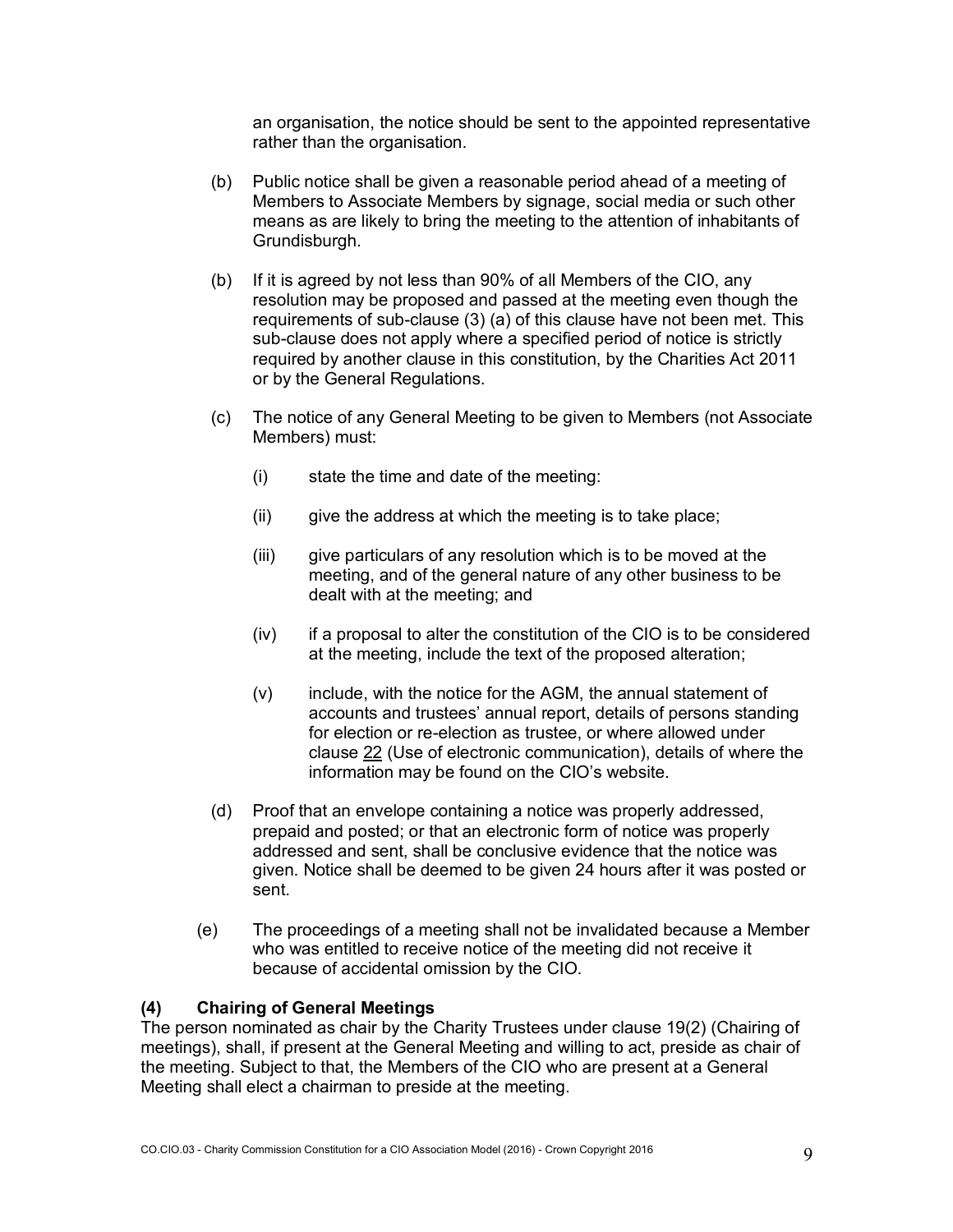an organisation, the notice should be sent to the appointed representative rather than the organisation.

(b) Public notice shall be given a reasonable period ahead of a meeting of Members to Associate Members by signage, social media or such other means as are likely to bring the meeting to the attention of inhabitants of Grundisburgh.

(b) If it is agreed by not less than 90% of all Members of the CIO, any resolution may be proposed and passed at the meeting even though the requirements of sub-clause (3) (a) of this clause have not been met. This sub-clause does not apply where a specified period of notice is strictly required by another clause in this constitution, by the Charities Act 2011 or by the General Regulations.

(c) The notice of any General Meeting to be given to Members (not Associate Members) must:

(i) state the time and date of the meeting:

(ii) give the address at which the meeting is to take place;

(iii) give particulars of any resolution which is to be moved at the meeting, and of the general nature of any other business to be dealt with at the meeting; and

(iv) if a proposal to alter the constitution of the CIO is to be considered at the meeting, include the text of the proposed alteration;

(v) include, with the notice for the AGM, the annual statement of accounts and trustees' annual report, details of persons standing for election or re-election as trustee, or where allowed under clause 22 (Use of electronic communication), details of where the information may be found on the CIO's website.

(d) Proof that an envelope containing a notice was properly addressed, prepaid and posted; or that an electronic form of notice was properly addressed and sent, shall be conclusive evidence that the notice was given. Notice shall be deemed to be given 24 hours after it was posted or sent.

(e) The proceedings of a meeting shall not be invalidated because a Member who was entitled to receive notice of the meeting did not receive it because of accidental omission by the CIO.

**(4) Chairing of General Meetings**

The person nominated as chair by the Charity Trustees under clause 19(2) (Chairing of meetings), shall, if present at the General Meeting and willing to act, preside as chair of the meeting. Subject to that, the Members of the CIO who are present at a General Meeting shall elect a chairman to preside at the meeting.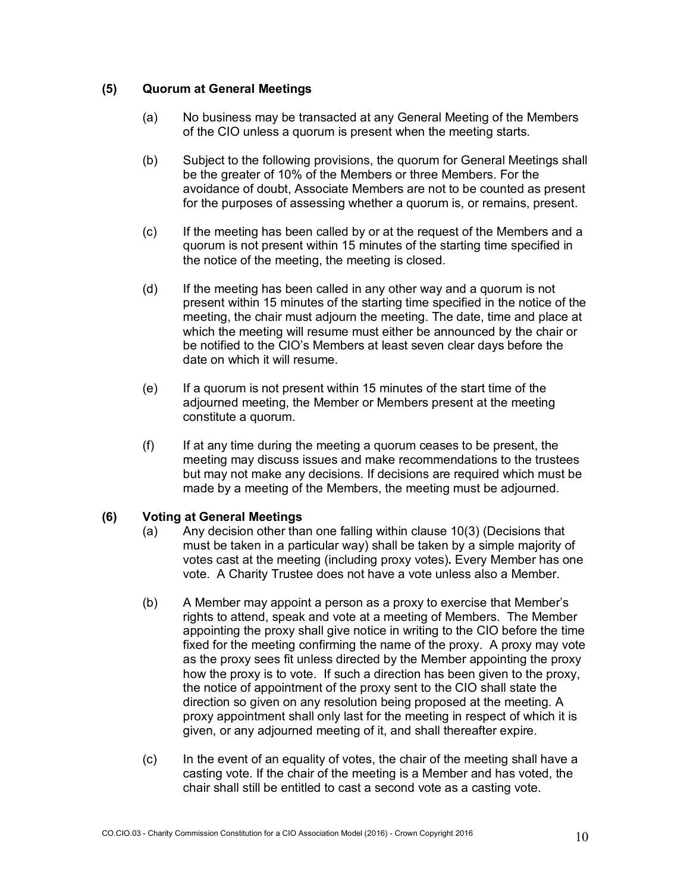### (5) Quorum at General Meetings

(a) No business may be transacted at any General Meeting of the Members of the CIO unless a quorum is present when the meeting starts.

(b) Subject to the following provisions, the quorum for General Meetings shall be the greater of 10% of the Members or three Members. For the avoidance of doubt, Associate Members are not to be counted as present for the purposes of assessing whether a quorum is, or remains, present.

(c) If the meeting has been called by or at the request of the Members and a quorum is not present within 15 minutes of the starting time specified in the notice of the meeting, the meeting is closed.

(d) If the meeting has been called in any other way and a quorum is not present within 15 minutes of the starting time specified in the notice of the meeting, the chair must adjourn the meeting. The date, time and place at which the meeting will resume must either be announced by the chair or be notified to the CIO's Members at least seven clear days before the date on which it will resume.

(e) If a quorum is not present within 15 minutes of the start time of the adjourned meeting, the Member or Members present at the meeting constitute a quorum.

(f) If at any time during the meeting a quorum ceases to be present, the meeting may discuss issues and make recommendations to the trustees but may not make any decisions. If decisions are required which must be made by a meeting of the Members, the meeting must be adjourned.

### (6) Voting at General Meetings

(a) Any decision other than one falling within clause 10(3) (Decisions that must be taken in a particular way) shall be taken by a simple majority of votes cast at the meeting (including proxy votes). Every Member has one vote. A Charity Trustee does not have a vote unless also a Member.

(b) A Member may appoint a person as a proxy to exercise that Member's rights to attend, speak and vote at a meeting of Members. The Member appointing the proxy shall give notice in writing to the CIO before the time fixed for the meeting confirming the name of the proxy. A proxy may vote as the proxy sees fit unless directed by the Member appointing the proxy how the proxy is to vote. If such a direction has been given to the proxy, the notice of appointment of the proxy sent to the CIO shall state the direction so given on any resolution being proposed at the meeting. A proxy appointment shall only last for the meeting in respect of which it is given, or any adjourned meeting of it, and shall thereafter expire.

(c) In the event of an equality of votes, the chair of the meeting shall have a casting vote. If the chair of the meeting is a Member and has voted, the chair shall still be entitled to cast a second vote as a casting vote.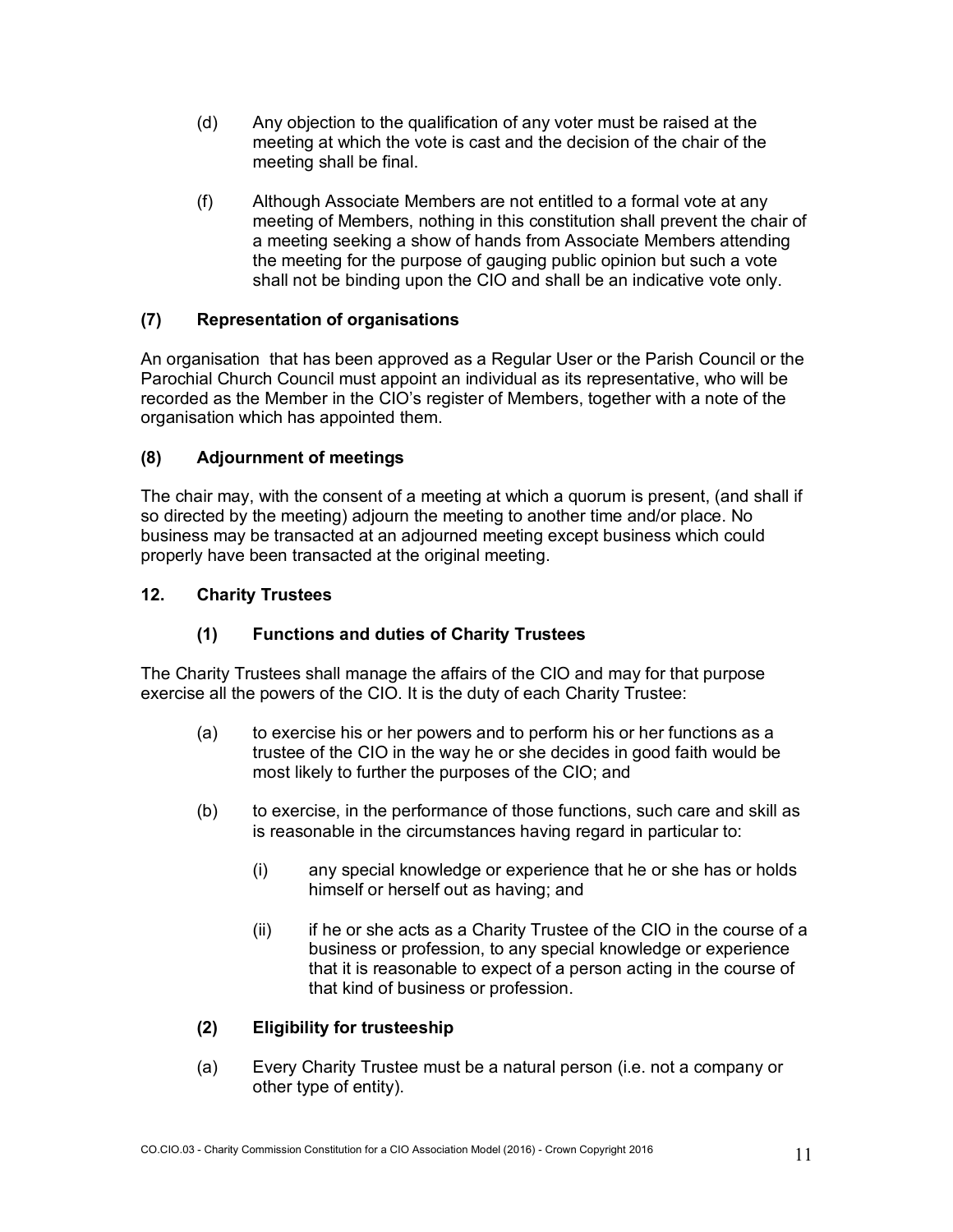(d) Any objection to the qualification of any voter must be raised at the meeting at which the vote is cast and the decision of the chair of the meeting shall be final.

(f) Although Associate Members are not entitled to a formal vote at any meeting of Members, nothing in this constitution shall prevent the chair of a meeting seeking a show of hands from Associate Members attending the meeting for the purpose of gauging public opinion but such a vote shall not be binding upon the CIO and shall be an indicative vote only.

### (7) Representation of organisations

An organisation that has been approved as a Regular User or the Parish Council or the Parochial Church Council must appoint an individual as its representative, who will be recorded as the Member in the CIO's register of Members, together with a note of the organisation which has appointed them.

### (8) Adjournment of meetings

The chair may, with the consent of a meeting at which a quorum is present, (and shall if so directed by the meeting) adjourn the meeting to another time and/or place. No business may be transacted at an adjourned meeting except business which could properly have been transacted at the original meeting.

## 12. Charity Trustees

### (1) Functions and duties of Charity Trustees

The Charity Trustees shall manage the affairs of the CIO and may for that purpose exercise all the powers of the CIO. It is the duty of each Charity Trustee:

(a) to exercise his or her powers and to perform his or her functions as a trustee of the CIO in the way he or she decides in good faith would be most likely to further the purposes of the CIO; and

(b) to exercise, in the performance of those functions, such care and skill as is reasonable in the circumstances having regard in particular to:

(i) any special knowledge or experience that he or she has or holds himself or herself out as having; and

(ii) if he or she acts as a Charity Trustee of the CIO in the course of a business or profession, to any special knowledge or experience that it is reasonable to expect of a person acting in the course of that kind of business or profession.

### (2) Eligibility for trusteeship

(a) Every Charity Trustee must be a natural person (i.e. not a company or other type of entity).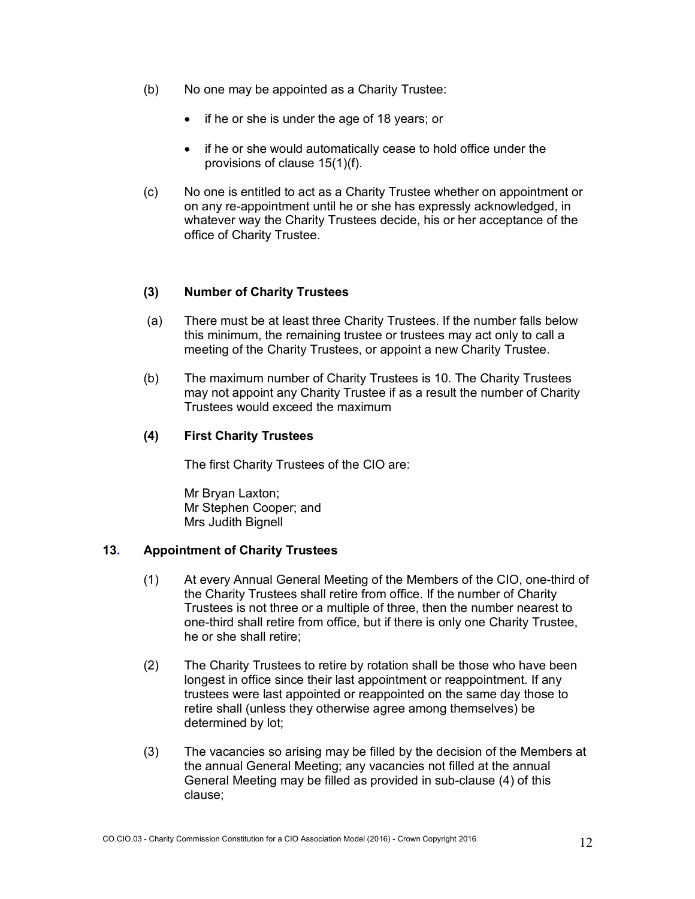(b) No one may be appointed as a Charity Trustee:

- if he or she is under the age of 18 years; or
- if he or she would automatically cease to hold office under the provisions of clause 15(1)(f).

(c) No one is entitled to act as a Charity Trustee whether on appointment or on any re-appointment until he or she has expressly acknowledged, in whatever way the Charity Trustees decide, his or her acceptance of the office of Charity Trustee.

**(3) Number of Charity Trustees**

(a) There must be at least three Charity Trustees. If the number falls below this minimum, the remaining trustee or trustees may act only to call a meeting of the Charity Trustees, or appoint a new Charity Trustee.

(b) The maximum number of Charity Trustees is 10. The Charity Trustees may not appoint any Charity Trustee if as a result the number of Charity Trustees would exceed the maximum

**(4) First Charity Trustees**

The first Charity Trustees of the CIO are:

Mr Bryan Laxton;
Mr Stephen Cooper; and
Mrs Judith Bignell

## 13. Appointment of Charity Trustees

(1) At every Annual General Meeting of the Members of the CIO, one-third of the Charity Trustees shall retire from office. If the number of Charity Trustees is not three or a multiple of three, then the number nearest to one-third shall retire from office, but if there is only one Charity Trustee, he or she shall retire;

(2) The Charity Trustees to retire by rotation shall be those who have been longest in office since their last appointment or reappointment. If any trustees were last appointed or reappointed on the same day those to retire shall (unless they otherwise agree among themselves) be determined by lot;

(3) The vacancies so arising may be filled by the decision of the Members at the annual General Meeting; any vacancies not filled at the annual General Meeting may be filled as provided in sub-clause (4) of this clause;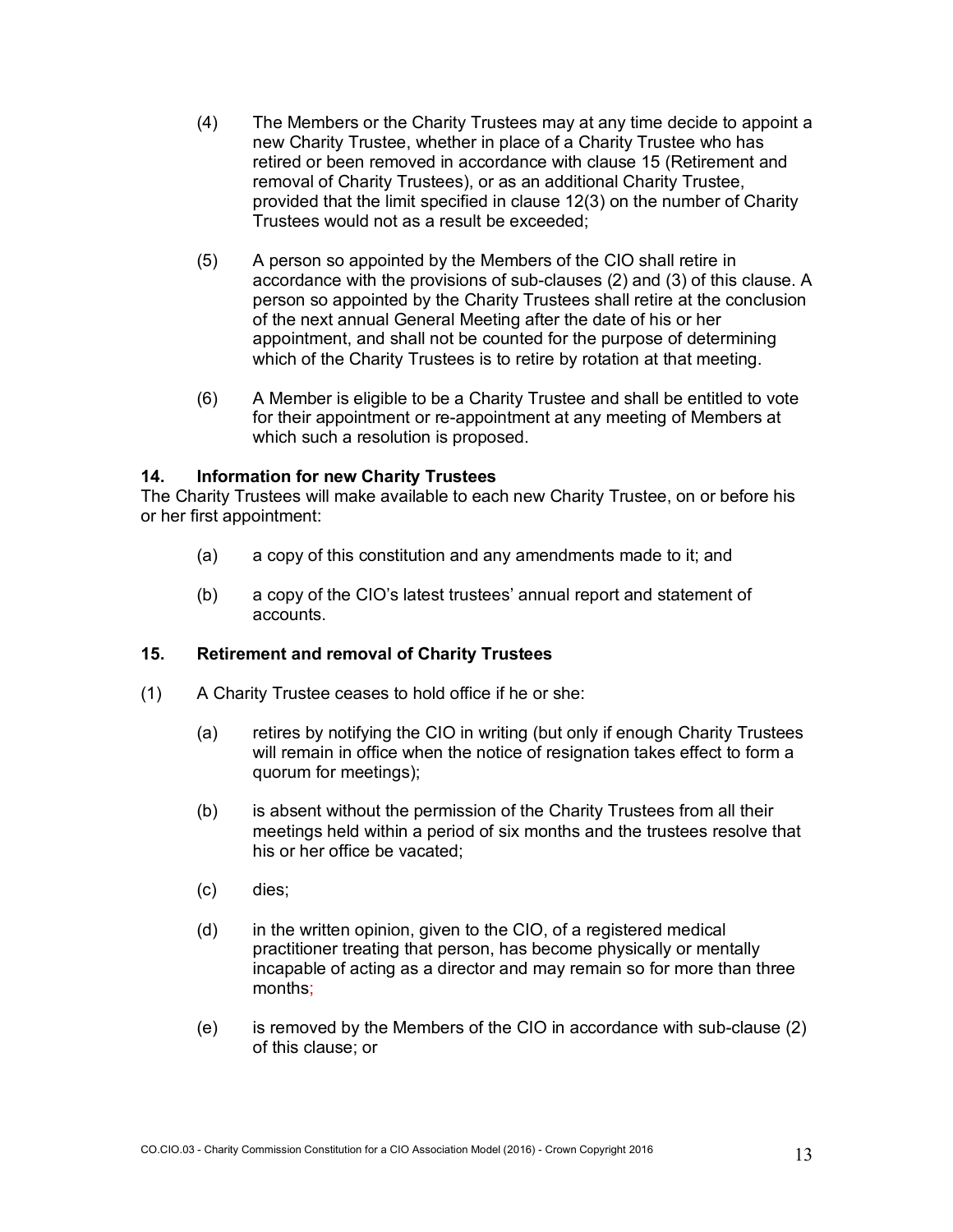(4) The Members or the Charity Trustees may at any time decide to appoint a new Charity Trustee, whether in place of a Charity Trustee who has retired or been removed in accordance with clause 15 (Retirement and removal of Charity Trustees), or as an additional Charity Trustee, provided that the limit specified in clause 12(3) on the number of Charity Trustees would not as a result be exceeded;

(5) A person so appointed by the Members of the CIO shall retire in accordance with the provisions of sub-clauses (2) and (3) of this clause. A person so appointed by the Charity Trustees shall retire at the conclusion of the next annual General Meeting after the date of his or her appointment, and shall not be counted for the purpose of determining which of the Charity Trustees is to retire by rotation at that meeting.

(6) A Member is eligible to be a Charity Trustee and shall be entitled to vote for their appointment or re-appointment at any meeting of Members at which such a resolution is proposed.

### 14. Information for new Charity Trustees

The Charity Trustees will make available to each new Charity Trustee, on or before his or her first appointment:

(a) a copy of this constitution and any amendments made to it; and

(b) a copy of the CIO's latest trustees' annual report and statement of accounts.

### 15. Retirement and removal of Charity Trustees

(1) A Charity Trustee ceases to hold office if he or she:

(a) retires by notifying the CIO in writing (but only if enough Charity Trustees will remain in office when the notice of resignation takes effect to form a quorum for meetings);

(b) is absent without the permission of the Charity Trustees from all their meetings held within a period of six months and the trustees resolve that his or her office be vacated;

(c) dies;

(d) in the written opinion, given to the CIO, of a registered medical practitioner treating that person, has become physically or mentally incapable of acting as a director and may remain so for more than three months;

(e) is removed by the Members of the CIO in accordance with sub-clause (2) of this clause; or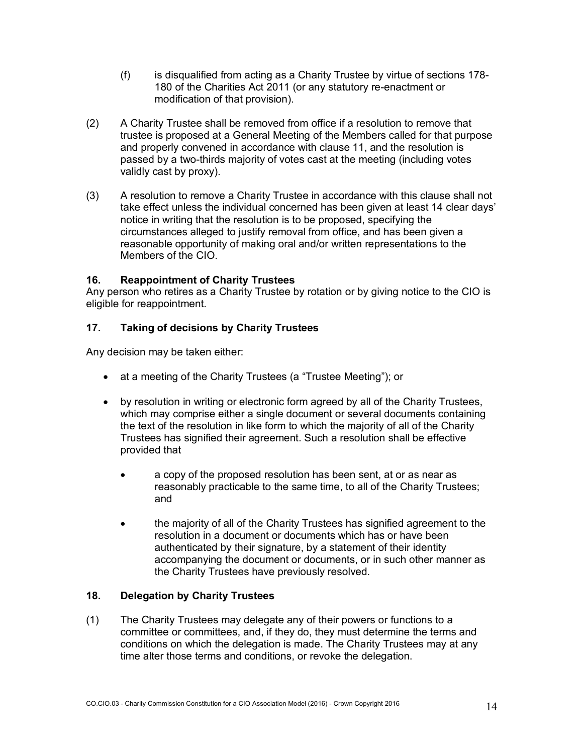(f) is disqualified from acting as a Charity Trustee by virtue of sections 178-180 of the Charities Act 2011 (or any statutory re-enactment or modification of that provision).

(2) A Charity Trustee shall be removed from office if a resolution to remove that trustee is proposed at a General Meeting of the Members called for that purpose and properly convened in accordance with clause 11, and the resolution is passed by a two-thirds majority of votes cast at the meeting (including votes validly cast by proxy).

(3) A resolution to remove a Charity Trustee in accordance with this clause shall not take effect unless the individual concerned has been given at least 14 clear days' notice in writing that the resolution is to be proposed, specifying the circumstances alleged to justify removal from office, and has been given a reasonable opportunity of making oral and/or written representations to the Members of the CIO.

**16. Reappointment of Charity Trustees**

Any person who retires as a Charity Trustee by rotation or by giving notice to the CIO is eligible for reappointment.

**17. Taking of decisions by Charity Trustees**

Any decision may be taken either:

- at a meeting of the Charity Trustees (a "Trustee Meeting"); or
- by resolution in writing or electronic form agreed by all of the Charity Trustees, which may comprise either a single document or several documents containing the text of the resolution in like form to which the majority of all of the Charity Trustees has signified their agreement. Such a resolution shall be effective provided that
  - a copy of the proposed resolution has been sent, at or as near as reasonably practicable to the same time, to all of the Charity Trustees; and
  - the majority of all of the Charity Trustees has signified agreement to the resolution in a document or documents which has or have been authenticated by their signature, by a statement of their identity accompanying the document or documents, or in such other manner as the Charity Trustees have previously resolved.

**18. Delegation by Charity Trustees**

(1) The Charity Trustees may delegate any of their powers or functions to a committee or committees, and, if they do, they must determine the terms and conditions on which the delegation is made. The Charity Trustees may at any time alter those terms and conditions, or revoke the delegation.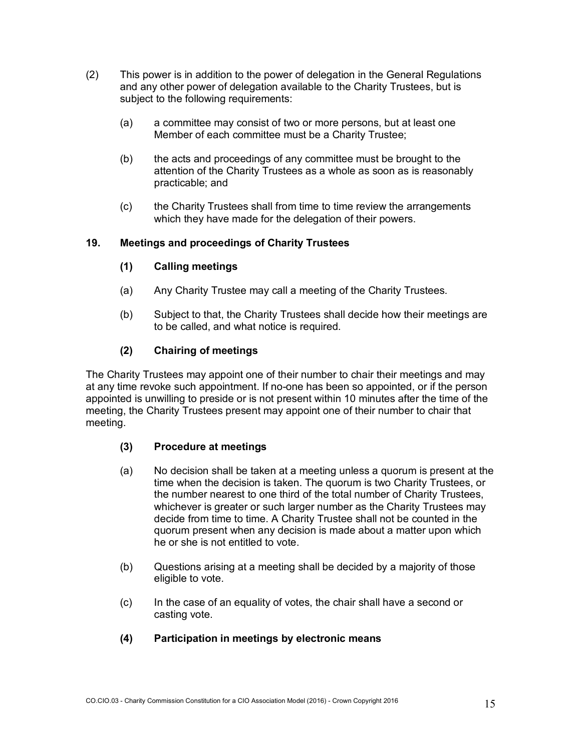(2) This power is in addition to the power of delegation in the General Regulations and any other power of delegation available to the Charity Trustees, but is subject to the following requirements:

- (a) a committee may consist of two or more persons, but at least one Member of each committee must be a Charity Trustee;
- (b) the acts and proceedings of any committee must be brought to the attention of the Charity Trustees as a whole as soon as is reasonably practicable; and
- (c) the Charity Trustees shall from time to time review the arrangements which they have made for the delegation of their powers.

## 19. Meetings and proceedings of Charity Trustees

### (1) Calling meetings

(a) Any Charity Trustee may call a meeting of the Charity Trustees.

(b) Subject to that, the Charity Trustees shall decide how their meetings are to be called, and what notice is required.

### (2) Chairing of meetings

The Charity Trustees may appoint one of their number to chair their meetings and may at any time revoke such appointment. If no-one has been so appointed, or if the person appointed is unwilling to preside or is not present within 10 minutes after the time of the meeting, the Charity Trustees present may appoint one of their number to chair that meeting.

### (3) Procedure at meetings

(a) No decision shall be taken at a meeting unless a quorum is present at the time when the decision is taken. The quorum is two Charity Trustees, or the number nearest to one third of the total number of Charity Trustees, whichever is greater or such larger number as the Charity Trustees may decide from time to time. A Charity Trustee shall not be counted in the quorum present when any decision is made about a matter upon which he or she is not entitled to vote.

(b) Questions arising at a meeting shall be decided by a majority of those eligible to vote.

(c) In the case of an equality of votes, the chair shall have a second or casting vote.

### (4) Participation in meetings by electronic means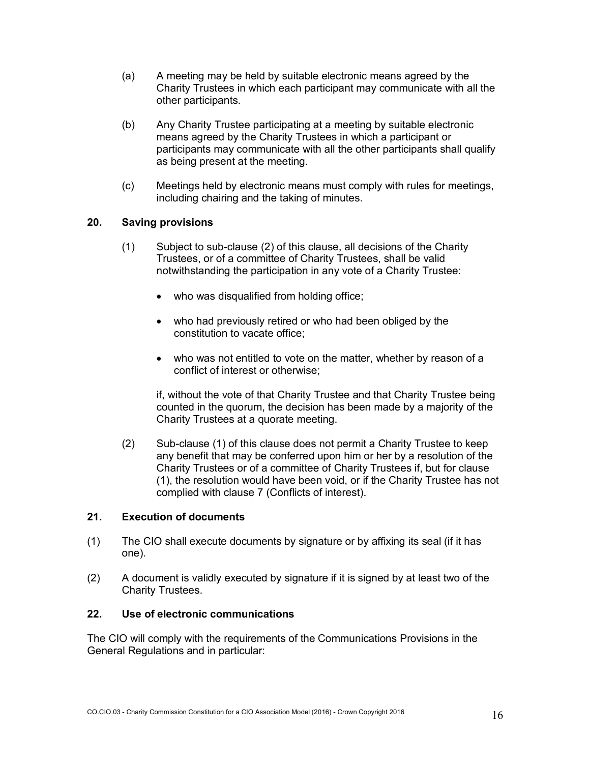(a) A meeting may be held by suitable electronic means agreed by the Charity Trustees in which each participant may communicate with all the other participants.

(b) Any Charity Trustee participating at a meeting by suitable electronic means agreed by the Charity Trustees in which a participant or participants may communicate with all the other participants shall qualify as being present at the meeting.

(c) Meetings held by electronic means must comply with rules for meetings, including chairing and the taking of minutes.

**20. Saving provisions**

(1) Subject to sub-clause (2) of this clause, all decisions of the Charity Trustees, or of a committee of Charity Trustees, shall be valid notwithstanding the participation in any vote of a Charity Trustee:

- who was disqualified from holding office;
- who had previously retired or who had been obliged by the constitution to vacate office;
- who was not entitled to vote on the matter, whether by reason of a conflict of interest or otherwise;

if, without the vote of that Charity Trustee and that Charity Trustee being counted in the quorum, the decision has been made by a majority of the Charity Trustees at a quorate meeting.

(2) Sub-clause (1) of this clause does not permit a Charity Trustee to keep any benefit that may be conferred upon him or her by a resolution of the Charity Trustees or of a committee of Charity Trustees if, but for clause (1), the resolution would have been void, or if the Charity Trustee has not complied with clause 7 (Conflicts of interest).

**21. Execution of documents**

(1) The CIO shall execute documents by signature or by affixing its seal (if it has one).

(2) A document is validly executed by signature if it is signed by at least two of the Charity Trustees.

**22. Use of electronic communications**

The CIO will comply with the requirements of the Communications Provisions in the General Regulations and in particular: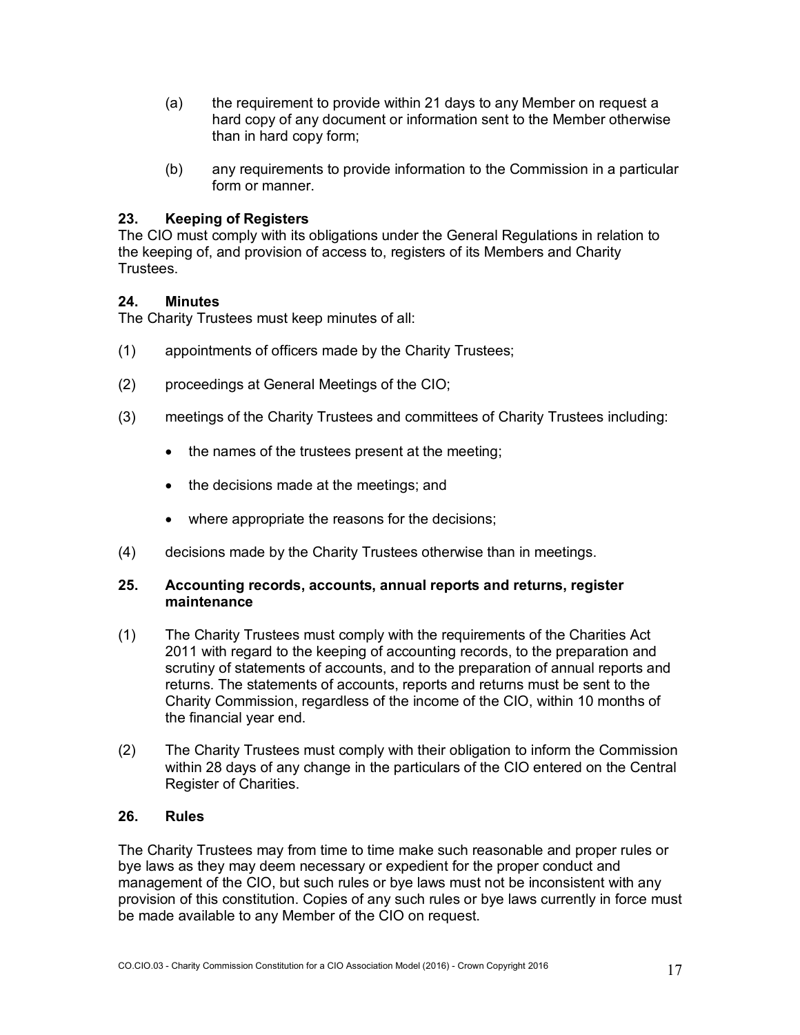(a) the requirement to provide within 21 days to any Member on request a hard copy of any document or information sent to the Member otherwise than in hard copy form;

(b) any requirements to provide information to the Commission in a particular form or manner.

### 23. Keeping of Registers

The CIO must comply with its obligations under the General Regulations in relation to the keeping of, and provision of access to, registers of its Members and Charity Trustees.

### 24. Minutes

The Charity Trustees must keep minutes of all:

(1) appointments of officers made by the Charity Trustees;

(2) proceedings at General Meetings of the CIO;

(3) meetings of the Charity Trustees and committees of Charity Trustees including:

- the names of the trustees present at the meeting;
- the decisions made at the meetings; and
- where appropriate the reasons for the decisions;

(4) decisions made by the Charity Trustees otherwise than in meetings.

### 25. Accounting records, accounts, annual reports and returns, register maintenance

(1) The Charity Trustees must comply with the requirements of the Charities Act 2011 with regard to the keeping of accounting records, to the preparation and scrutiny of statements of accounts, and to the preparation of annual reports and returns. The statements of accounts, reports and returns must be sent to the Charity Commission, regardless of the income of the CIO, within 10 months of the financial year end.

(2) The Charity Trustees must comply with their obligation to inform the Commission within 28 days of any change in the particulars of the CIO entered on the Central Register of Charities.

### 26. Rules

The Charity Trustees may from time to time make such reasonable and proper rules or bye laws as they may deem necessary or expedient for the proper conduct and management of the CIO, but such rules or bye laws must not be inconsistent with any provision of this constitution. Copies of any such rules or bye laws currently in force must be made available to any Member of the CIO on request.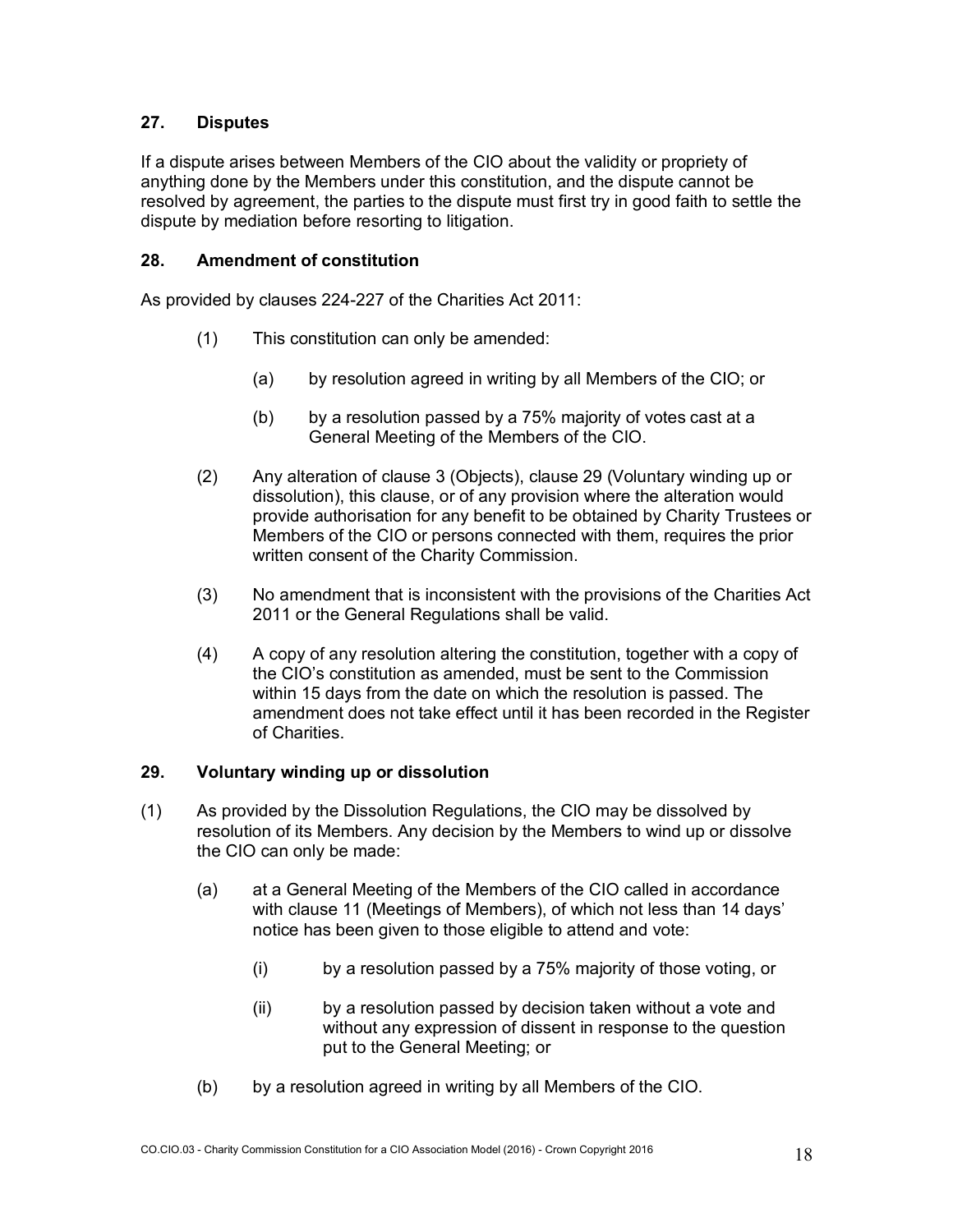## 27. Disputes

If a dispute arises between Members of the CIO about the validity or propriety of anything done by the Members under this constitution, and the dispute cannot be resolved by agreement, the parties to the dispute must first try in good faith to settle the dispute by mediation before resorting to litigation.

## 28. Amendment of constitution

As provided by clauses 224-227 of the Charities Act 2011:

(1) This constitution can only be amended:

  (a) by resolution agreed in writing by all Members of the CIO; or

  (b) by a resolution passed by a 75% majority of votes cast at a General Meeting of the Members of the CIO.

(2) Any alteration of clause 3 (Objects), clause 29 (Voluntary winding up or dissolution), this clause, or of any provision where the alteration would provide authorisation for any benefit to be obtained by Charity Trustees or Members of the CIO or persons connected with them, requires the prior written consent of the Charity Commission.

(3) No amendment that is inconsistent with the provisions of the Charities Act 2011 or the General Regulations shall be valid.

(4) A copy of any resolution altering the constitution, together with a copy of the CIO's constitution as amended, must be sent to the Commission within 15 days from the date on which the resolution is passed. The amendment does not take effect until it has been recorded in the Register of Charities.

## 29. Voluntary winding up or dissolution

(1) As provided by the Dissolution Regulations, the CIO may be dissolved by resolution of its Members. Any decision by the Members to wind up or dissolve the CIO can only be made:

  (a) at a General Meeting of the Members of the CIO called in accordance with clause 11 (Meetings of Members), of which not less than 14 days' notice has been given to those eligible to attend and vote:

    (i) by a resolution passed by a 75% majority of those voting, or

    (ii) by a resolution passed by decision taken without a vote and without any expression of dissent in response to the question put to the General Meeting; or

  (b) by a resolution agreed in writing by all Members of the CIO.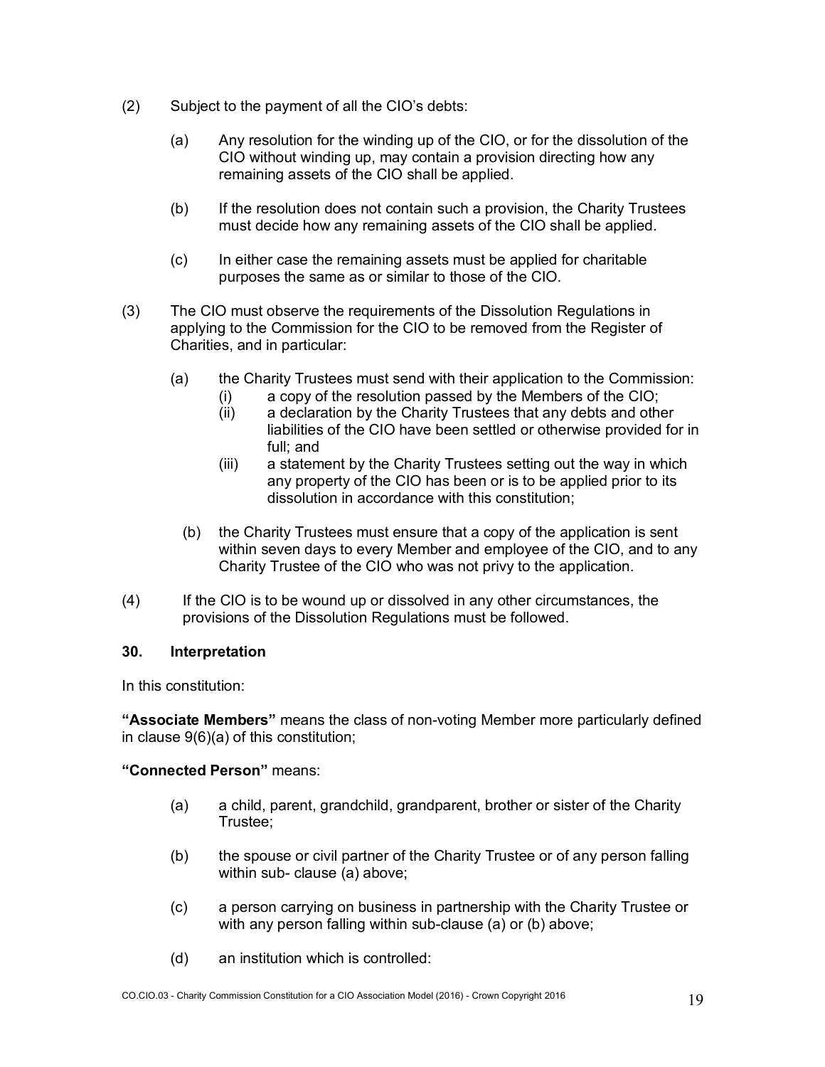(2) Subject to the payment of all the CIO's debts:

(a) Any resolution for the winding up of the CIO, or for the dissolution of the CIO without winding up, may contain a provision directing how any remaining assets of the CIO shall be applied.

(b) If the resolution does not contain such a provision, the Charity Trustees must decide how any remaining assets of the CIO shall be applied.

(c) In either case the remaining assets must be applied for charitable purposes the same as or similar to those of the CIO.

(3) The CIO must observe the requirements of the Dissolution Regulations in applying to the Commission for the CIO to be removed from the Register of Charities, and in particular:

(a) the Charity Trustees must send with their application to the Commission:
   (i) a copy of the resolution passed by the Members of the CIO;
   (ii) a declaration by the Charity Trustees that any debts and other liabilities of the CIO have been settled or otherwise provided for in full; and
   (iii) a statement by the Charity Trustees setting out the way in which any property of the CIO has been or is to be applied prior to its dissolution in accordance with this constitution;

(b) the Charity Trustees must ensure that a copy of the application is sent within seven days to every Member and employee of the CIO, and to any Charity Trustee of the CIO who was not privy to the application.

(4) If the CIO is to be wound up or dissolved in any other circumstances, the provisions of the Dissolution Regulations must be followed.

### 30. Interpretation

In this constitution:

**"Associate Members"** means the class of non-voting Member more particularly defined in clause 9(6)(a) of this constitution;

**"Connected Person"** means:

(a) a child, parent, grandchild, grandparent, brother or sister of the Charity Trustee;

(b) the spouse or civil partner of the Charity Trustee or of any person falling within sub- clause (a) above;

(c) a person carrying on business in partnership with the Charity Trustee or with any person falling within sub-clause (a) or (b) above;

(d) an institution which is controlled: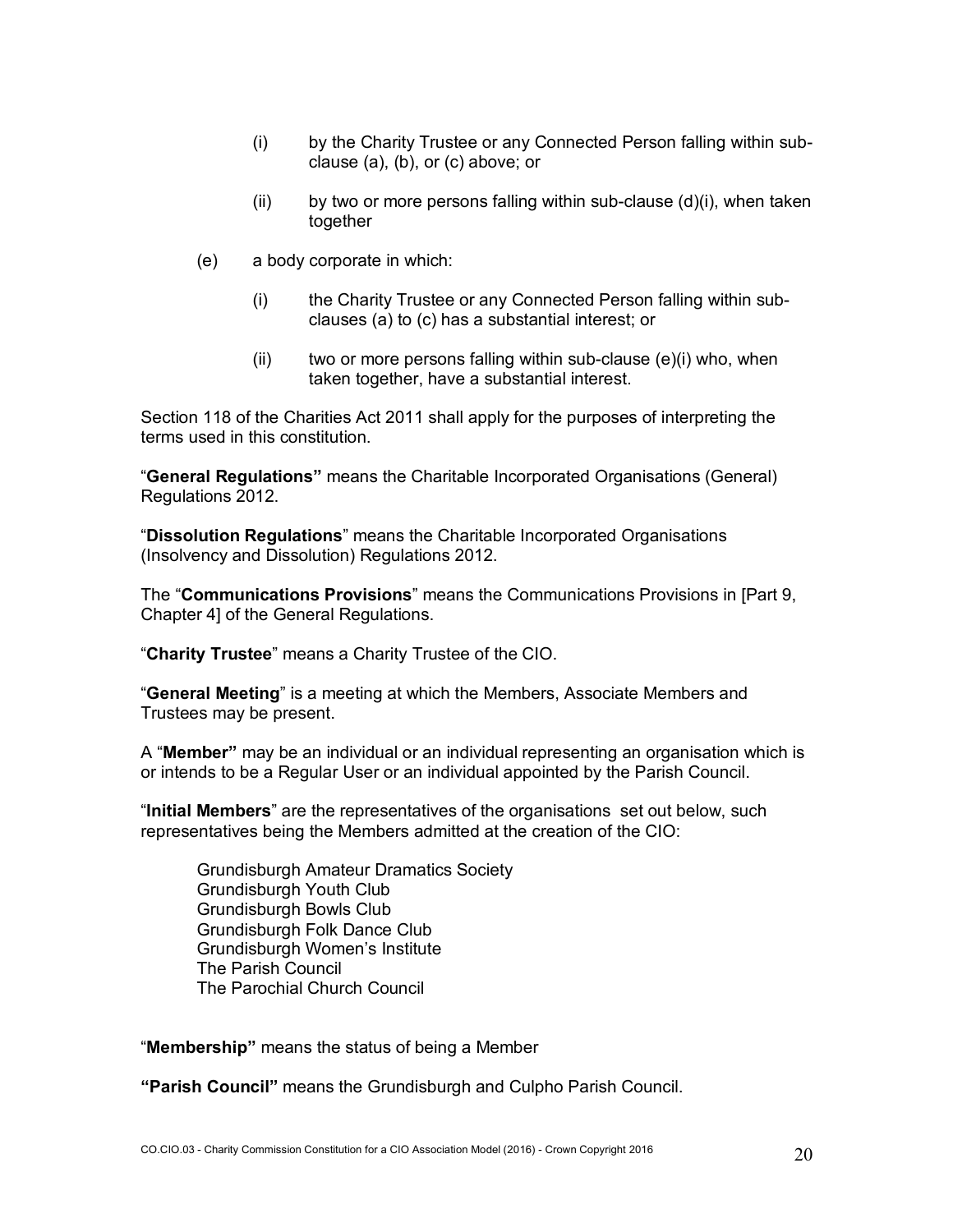(i) by the Charity Trustee or any Connected Person falling within sub-clause (a), (b), or (c) above; or

(ii) by two or more persons falling within sub-clause (d)(i), when taken together

(e) a body corporate in which:

(i) the Charity Trustee or any Connected Person falling within sub-clauses (a) to (c) has a substantial interest; or

(ii) two or more persons falling within sub-clause (e)(i) who, when taken together, have a substantial interest.

Section 118 of the Charities Act 2011 shall apply for the purposes of interpreting the terms used in this constitution.

"**General Regulations"** means the Charitable Incorporated Organisations (General) Regulations 2012.

"**Dissolution Regulations**" means the Charitable Incorporated Organisations (Insolvency and Dissolution) Regulations 2012.

The "**Communications Provisions**" means the Communications Provisions in [Part 9, Chapter 4] of the General Regulations.

"**Charity Trustee**" means a Charity Trustee of the CIO.

"**General Meeting**" is a meeting at which the Members, Associate Members and Trustees may be present.

A "**Member"** may be an individual or an individual representing an organisation which is or intends to be a Regular User or an individual appointed by the Parish Council.

"**Initial Members**" are the representatives of the organisations set out below, such representatives being the Members admitted at the creation of the CIO:

Grundisburgh Amateur Dramatics Society
Grundisburgh Youth Club
Grundisburgh Bowls Club
Grundisburgh Folk Dance Club
Grundisburgh Women's Institute
The Parish Council
The Parochial Church Council

"**Membership"** means the status of being a Member

**"Parish Council"** means the Grundisburgh and Culpho Parish Council.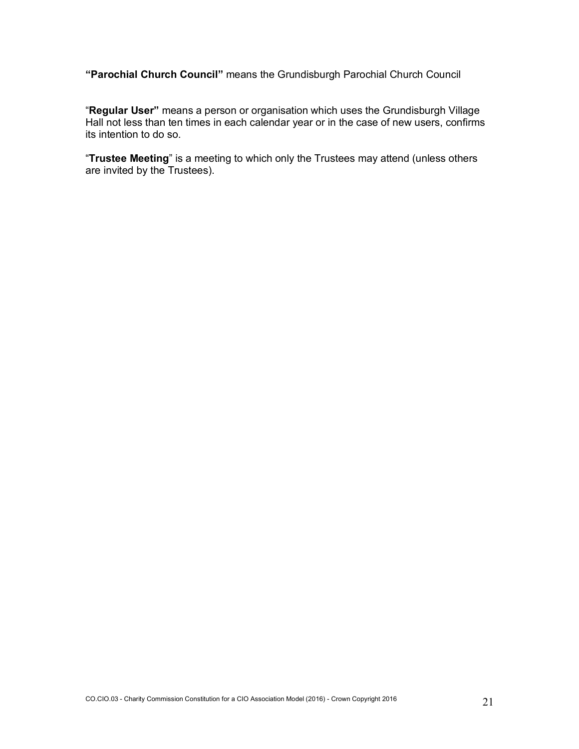**"Parochial Church Council"** means the Grundisburgh Parochial Church Council

"**Regular User"** means a person or organisation which uses the Grundisburgh Village Hall not less than ten times in each calendar year or in the case of new users, confirms its intention to do so.

"**Trustee Meeting**" is a meeting to which only the Trustees may attend (unless others are invited by the Trustees).